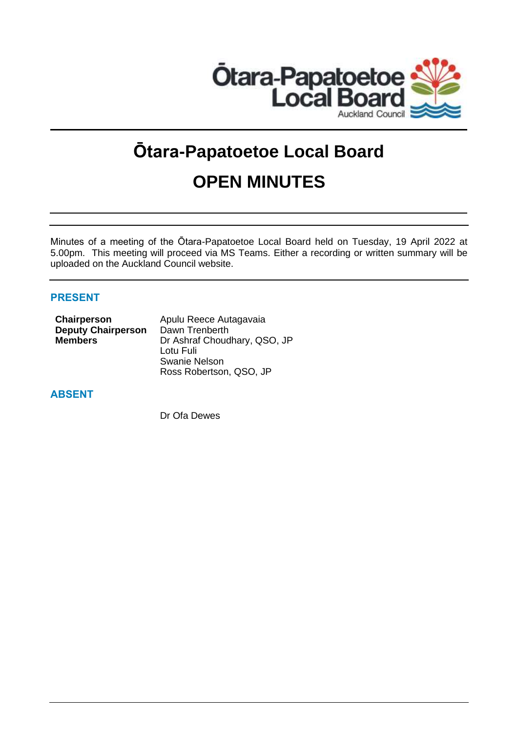# Ōtara-Papatoetoe Local Board

# OPEN MINUTES

Minutes of a meeting of the Ōtara-Papatoetoe Local Board held on Tuesday, 19 April 2022 at 5.00pm. This meeting will proceed via MS Teams. Either a recording or written summary will be uploaded on the Auckland Council website.

## PRESENT

| | |
|---|---|
| **Chairperson** | Apulu Reece Autagavaia |
| **Deputy Chairperson** | Dawn Trenberth |
| **Members** | Dr Ashraf Choudhary, QSO, JP |
| | Lotu Fuli |
| | Swanie Nelson |
| | Ross Robertson, QSO, JP |

## ABSENT

Dr Ofa Dewes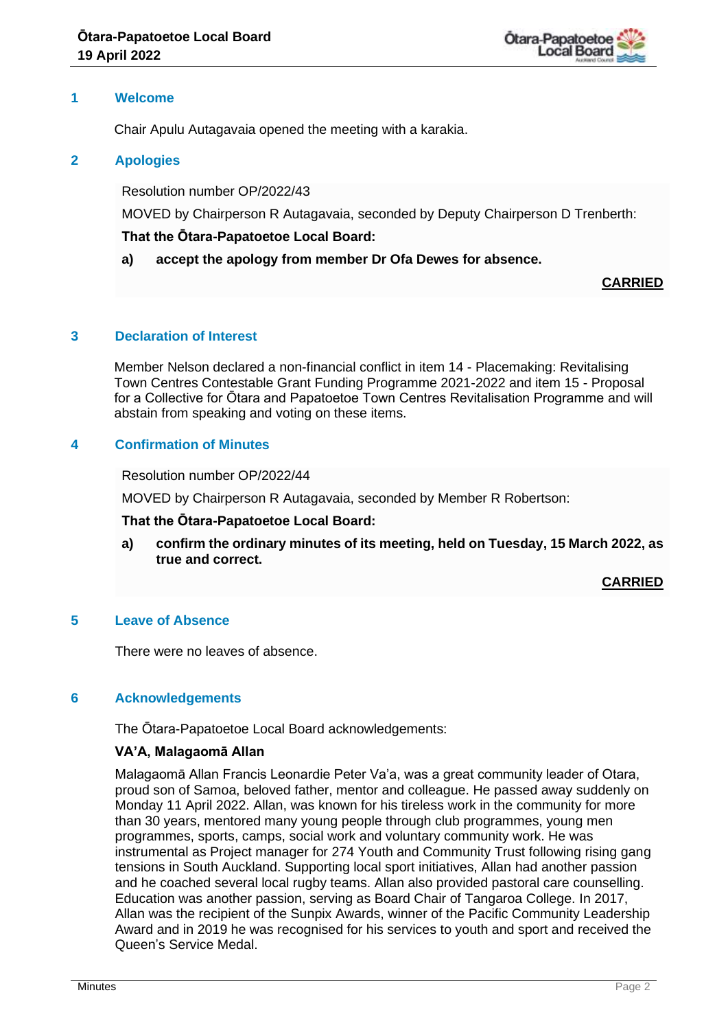## 1 Welcome

Chair Apulu Autagavaia opened the meeting with a karakia.

## 2 Apologies

Resolution number OP/2022/43

MOVED by Chairperson R Autagavaia, seconded by Deputy Chairperson D Trenberth:

**That the Ōtara-Papatoetoe Local Board:**

**a) accept the apology from member Dr Ofa Dewes for absence.**

**CARRIED**

## 3 Declaration of Interest

Member Nelson declared a non-financial conflict in item 14 - Placemaking: Revitalising Town Centres Contestable Grant Funding Programme 2021-2022 and item 15 - Proposal for a Collective for Ōtara and Papatoetoe Town Centres Revitalisation Programme and will abstain from speaking and voting on these items.

## 4 Confirmation of Minutes

Resolution number OP/2022/44

MOVED by Chairperson R Autagavaia, seconded by Member R Robertson:

**That the Ōtara-Papatoetoe Local Board:**

**a) confirm the ordinary minutes of its meeting, held on Tuesday, 15 March 2022, as true and correct.**

**CARRIED**

## 5 Leave of Absence

There were no leaves of absence.

## 6 Acknowledgements

The Ōtara-Papatoetoe Local Board acknowledgements:

**VA'A, Malagaomā Allan**

Malagaomā Allan Francis Leonardie Peter Va'a, was a great community leader of Otara, proud son of Samoa, beloved father, mentor and colleague. He passed away suddenly on Monday 11 April 2022. Allan, was known for his tireless work in the community for more than 30 years, mentored many young people through club programmes, young men programmes, sports, camps, social work and voluntary community work. He was instrumental as Project manager for 274 Youth and Community Trust following rising gang tensions in South Auckland. Supporting local sport initiatives, Allan had another passion and he coached several local rugby teams. Allan also provided pastoral care counselling. Education was another passion, serving as Board Chair of Tangaroa College. In 2017, Allan was the recipient of the Sunpix Awards, winner of the Pacific Community Leadership Award and in 2019 he was recognised for his services to youth and sport and received the Queen's Service Medal.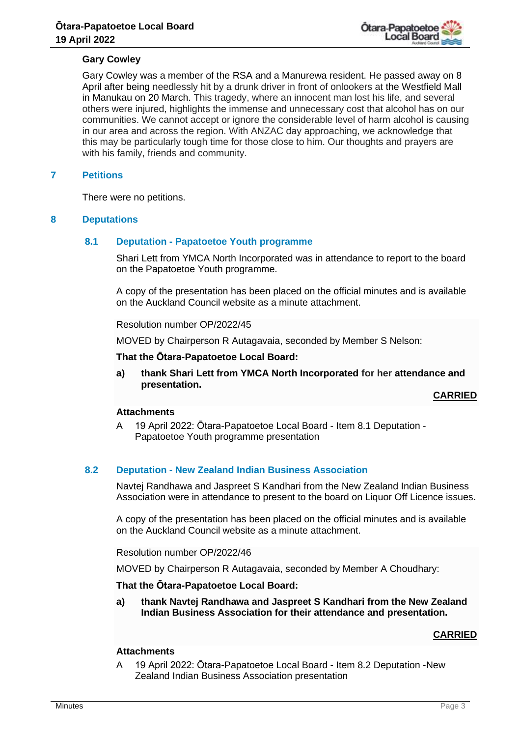**Gary Cowley**

Gary Cowley was a member of the RSA and a Manurewa resident. He passed away on 8 April after being needlessly hit by a drunk driver in front of onlookers at the Westfield Mall in Manukau on 20 March. This tragedy, where an innocent man lost his life, and several others were injured, highlights the immense and unnecessary cost that alcohol has on our communities. We cannot accept or ignore the considerable level of harm alcohol is causing in our area and across the region. With ANZAC day approaching, we acknowledge that this may be particularly tough time for those close to him. Our thoughts and prayers are with his family, friends and community.

## 7 Petitions

There were no petitions.

## 8 Deputations

### 8.1 Deputation - Papatoetoe Youth programme

Shari Lett from YMCA North Incorporated was in attendance to report to the board on the Papatoetoe Youth programme.

A copy of the presentation has been placed on the official minutes and is available on the Auckland Council website as a minute attachment.

Resolution number OP/2022/45

MOVED by Chairperson R Autagavaia, seconded by Member S Nelson:

**That the Ōtara-Papatoetoe Local Board:**

**a) thank Shari Lett from YMCA North Incorporated for her attendance and presentation.**

**CARRIED**

**Attachments**

A 19 April 2022: Ōtara-Papatoetoe Local Board - Item 8.1 Deputation - Papatoetoe Youth programme presentation

### 8.2 Deputation - New Zealand Indian Business Association

Navtej Randhawa and Jaspreet S Kandhari from the New Zealand Indian Business Association were in attendance to present to the board on Liquor Off Licence issues.

A copy of the presentation has been placed on the official minutes and is available on the Auckland Council website as a minute attachment.

Resolution number OP/2022/46

MOVED by Chairperson R Autagavaia, seconded by Member A Choudhary:

**That the Ōtara-Papatoetoe Local Board:**

**a) thank Navtej Randhawa and Jaspreet S Kandhari from the New Zealand Indian Business Association for their attendance and presentation.**

**CARRIED**

**Attachments**

A 19 April 2022: Ōtara-Papatoetoe Local Board - Item 8.2 Deputation -New Zealand Indian Business Association presentation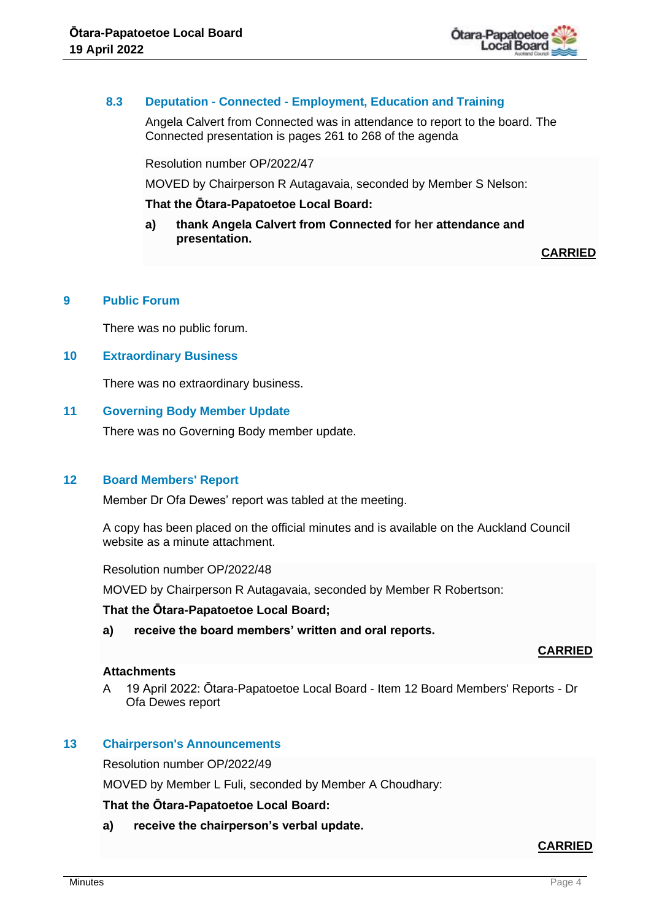### 8.3 Deputation - Connected - Employment, Education and Training

Angela Calvert from Connected was in attendance to report to the board. The Connected presentation is pages 261 to 268 of the agenda

Resolution number OP/2022/47

MOVED by Chairperson R Autagavaia, seconded by Member S Nelson:

**That the Ōtara-Papatoetoe Local Board:**

**a) thank Angela Calvert from Connected for her attendance and presentation.**

**CARRIED**

## 9 Public Forum

There was no public forum.

## 10 Extraordinary Business

There was no extraordinary business.

## 11 Governing Body Member Update

There was no Governing Body member update.

## 12 Board Members' Report

Member Dr Ofa Dewes' report was tabled at the meeting.

A copy has been placed on the official minutes and is available on the Auckland Council website as a minute attachment.

Resolution number OP/2022/48

MOVED by Chairperson R Autagavaia, seconded by Member R Robertson:

**That the Ōtara-Papatoetoe Local Board;**

**a) receive the board members' written and oral reports.**

**CARRIED**

**Attachments**

A 19 April 2022: Ōtara-Papatoetoe Local Board - Item 12 Board Members' Reports - Dr Ofa Dewes report

## 13 Chairperson's Announcements

Resolution number OP/2022/49

MOVED by Member L Fuli, seconded by Member A Choudhary:

**That the Ōtara-Papatoetoe Local Board:**

**a) receive the chairperson's verbal update.**

**CARRIED**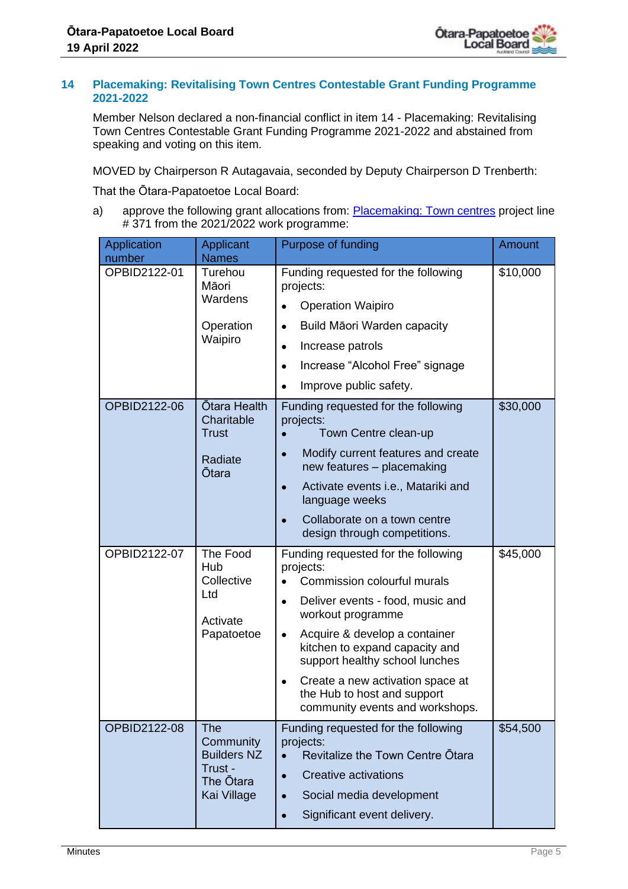## 14 Placemaking: Revitalising Town Centres Contestable Grant Funding Programme 2021-2022

Member Nelson declared a non-financial conflict in item 14 - Placemaking: Revitalising Town Centres Contestable Grant Funding Programme 2021-2022 and abstained from speaking and voting on this item.

MOVED by Chairperson R Autagavaia, seconded by Deputy Chairperson D Trenberth:

That the Ōtara-Papatoetoe Local Board:

a) approve the following grant allocations from: Placemaking: Town centres project line # 371 from the 2021/2022 work programme:

| Application number | Applicant Names | Purpose of funding | Amount |
|---|---|---|---|
| OPBID2122-01 | Turehou Māori Wardens<br><br>Operation Waipiro | Funding requested for the following projects:<br>• Operation Waipiro<br>• Build Māori Warden capacity<br>• Increase patrols<br>• Increase "Alcohol Free" signage<br>• Improve public safety. | $10,000 |
| OPBID2122-06 | Ōtara Health Charitable Trust<br><br>Radiate Ōtara | Funding requested for the following projects:<br>• Town Centre clean-up<br>• Modify current features and create new features – placemaking<br>• Activate events i.e., Matariki and language weeks<br>• Collaborate on a town centre design through competitions. | $30,000 |
| OPBID2122-07 | The Food Hub Collective Ltd<br><br>Activate Papatoetoe | Funding requested for the following projects:<br>• Commission colourful murals<br>• Deliver events - food, music and workout programme<br>• Acquire & develop a container kitchen to expand capacity and support healthy school lunches<br>• Create a new activation space at the Hub to host and support community events and workshops. | $45,000 |
| OPBID2122-08 | The Community Builders NZ Trust - The Ōtara Kai Village | Funding requested for the following projects:<br>• Revitalize the Town Centre Ōtara<br>• Creative activations<br>• Social media development<br>• Significant event delivery. | $54,500 |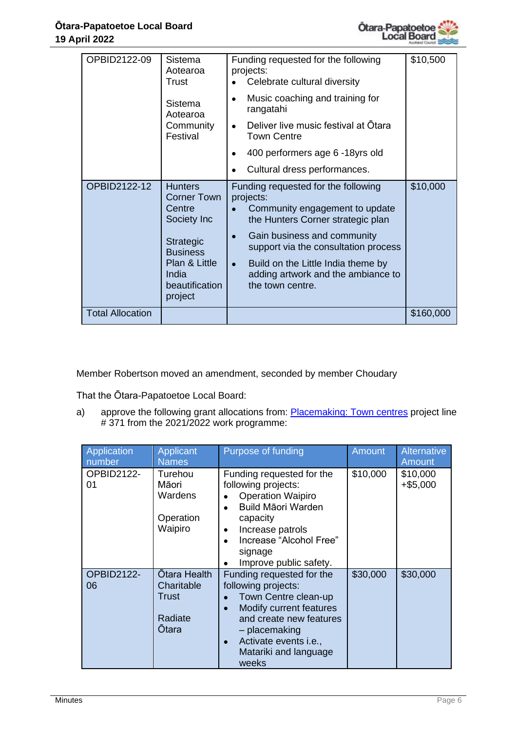| | | | |
|---|---|---|---|
| OPBID2122-09 | Sistema Aotearoa Trust<br><br>Sistema Aotearoa Community Festival | Funding requested for the following projects:<br>• Celebrate cultural diversity<br>• Music coaching and training for rangatahi<br>• Deliver live music festival at Ōtara Town Centre<br>• 400 performers age 6 -18yrs old<br>• Cultural dress performances. | $10,500 |
| OPBID2122-12 | Hunters Corner Town Centre Society Inc<br><br>Strategic Business Plan & Little India beautification project | Funding requested for the following projects:<br>• Community engagement to update the Hunters Corner strategic plan<br>• Gain business and community support via the consultation process<br>• Build on the Little India theme by adding artwork and the ambiance to the town centre. | $10,000 |
| Total Allocation | | | $160,000 |

Member Robertson moved an amendment, seconded by member Choudary

That the Ōtara-Papatoetoe Local Board:

a) approve the following grant allocations from: Placemaking: Town centres project line # 371 from the 2021/2022 work programme:

| Application number | Applicant Names | Purpose of funding | Amount | Alternative Amount |
|---|---|---|---|---|
| OPBID2122-01 | Turehou Māori Wardens<br><br>Operation Waipiro | Funding requested for the following projects:<br>• Operation Waipiro<br>• Build Māori Warden capacity<br>• Increase patrols<br>• Increase "Alcohol Free" signage<br>• Improve public safety. | $10,000 | $10,000 +$5,000 |
| OPBID2122-06 | Ōtara Health Charitable Trust<br><br>Radiate Ōtara | Funding requested for the following projects:<br>• Town Centre clean-up<br>• Modify current features and create new features – placemaking<br>• Activate events i.e., Matariki and language weeks | $30,000 | $30,000 |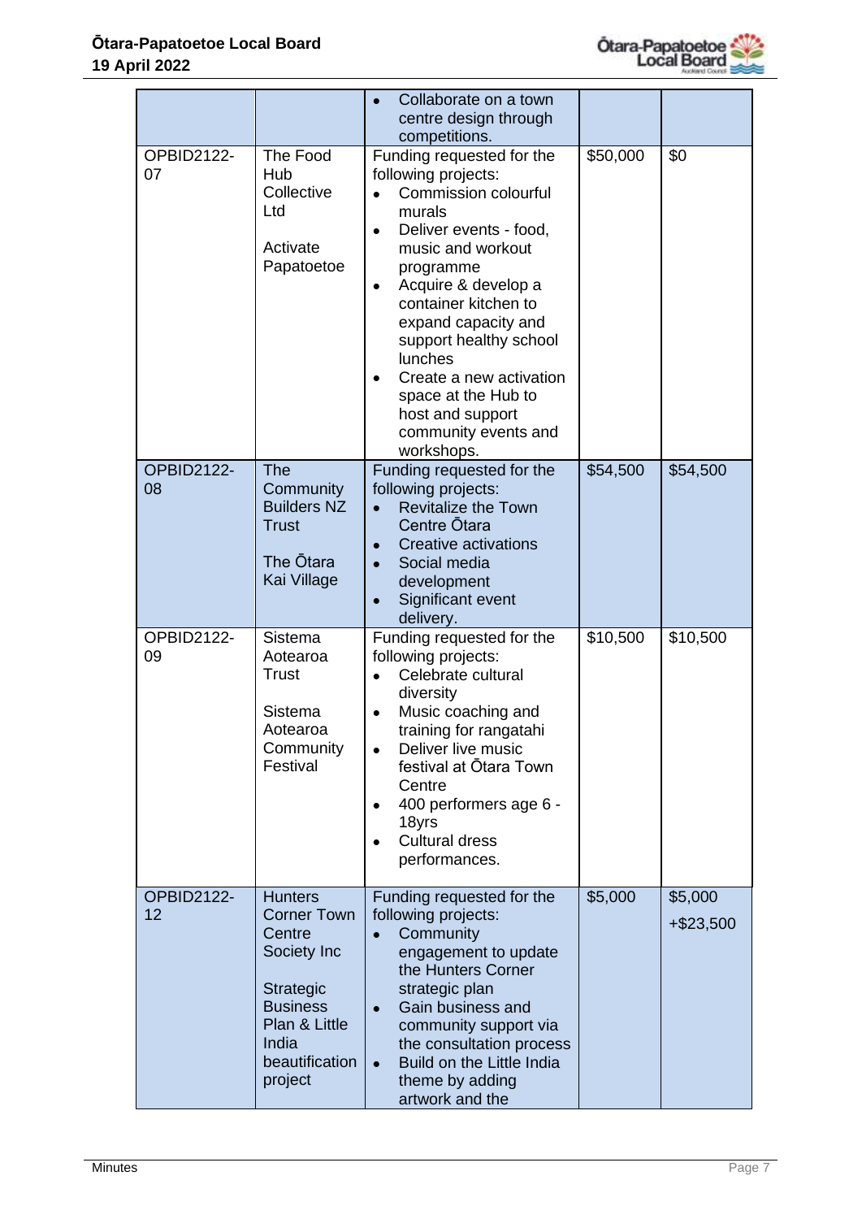| | | | | |
|---|---|---|---|---|
| | | • Collaborate on a town centre design through competitions. | | |
| OPBID2122-07 | The Food Hub Collective Ltd<br><br>Activate Papatoetoe | Funding requested for the following projects:<br>• Commission colourful murals<br>• Deliver events - food, music and workout programme<br>• Acquire & develop a container kitchen to expand capacity and support healthy school lunches<br>• Create a new activation space at the Hub to host and support community events and workshops. | $50,000 | $0 |
| OPBID2122-08 | The Community Builders NZ Trust<br><br>The Ōtara Kai Village | Funding requested for the following projects:<br>• Revitalize the Town Centre Ōtara<br>• Creative activations<br>• Social media development<br>• Significant event delivery. | $54,500 | $54,500 |
| OPBID2122-09 | Sistema Aotearoa Trust<br><br>Sistema Aotearoa Community Festival | Funding requested for the following projects:<br>• Celebrate cultural diversity<br>• Music coaching and training for rangatahi<br>• Deliver live music festival at Ōtara Town Centre<br>• 400 performers age 6 - 18yrs<br>• Cultural dress performances. | $10,500 | $10,500 |
| OPBID2122-12 | Hunters Corner Town Centre Society Inc<br><br>Strategic Business Plan & Little India beautification project | Funding requested for the following projects:<br>• Community engagement to update the Hunters Corner strategic plan<br>• Gain business and community support via the consultation process<br>• Build on the Little India theme by adding artwork and the | $5,000 | $5,000<br>+$23,500 |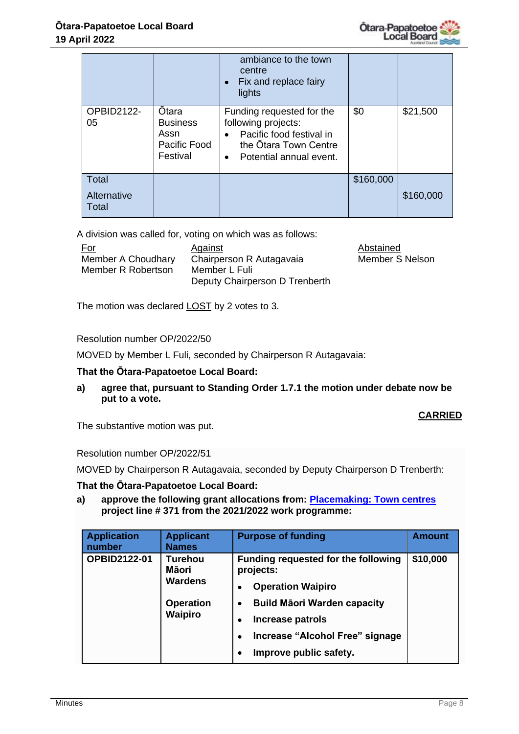| | | ambiance to the town centre<br>• Fix and replace fairy lights | | |
|---|---|---|---|---|
| OPBID2122-05 | Ōtara Business Assn Pacific Food Festival | Funding requested for the following projects:<br>• Pacific food festival in the Ōtara Town Centre<br>• Potential annual event. | $0 | $21,500 |
| Total<br><br>Alternative Total | | | $160,000 | <br><br>$160,000 |

A division was called for, voting on which was as follows:

| For | Against | Abstained |
|---|---|---|
| Member A Choudhary | Chairperson R Autagavaia | Member S Nelson |
| Member R Robertson | Member L Fuli | |
| | Deputy Chairperson D Trenberth | |

The motion was declared LOST by 2 votes to 3.

Resolution number OP/2022/50

MOVED by Member L Fuli, seconded by Chairperson R Autagavaia:

**That the Ōtara-Papatoetoe Local Board:**

a) **agree that, pursuant to Standing Order 1.7.1 the motion under debate now be put to a vote.**

**CARRIED**

The substantive motion was put.

Resolution number OP/2022/51

MOVED by Chairperson R Autagavaia, seconded by Deputy Chairperson D Trenberth:

**That the Ōtara-Papatoetoe Local Board:**

a) **approve the following grant allocations from: Placemaking: Town centres project line # 371 from the 2021/2022 work programme:**

| Application number | Applicant Names | Purpose of funding | Amount |
|---|---|---|---|
| **OPBID2122-01** | **Turehou Māori Wardens**<br><br>**Operation Waipiro** | **Funding requested for the following projects:**<br>• **Operation Waipiro**<br>• **Build Māori Warden capacity**<br>• **Increase patrols**<br>• **Increase "Alcohol Free" signage**<br>• **Improve public safety.** | **$10,000** |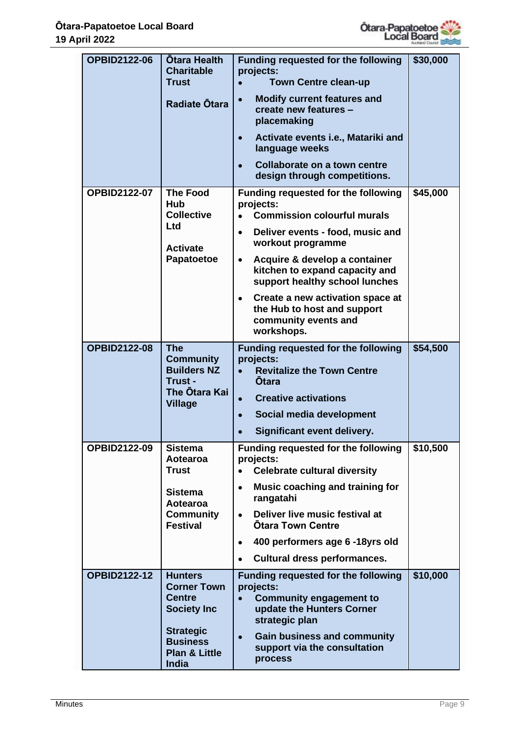| | | | |
|---|---|---|---|
| OPBID2122-06 | Ōtara Health Charitable Trust<br><br>Radiate Ōtara | Funding requested for the following projects:<br>• Town Centre clean-up<br>• Modify current features and create new features – placemaking<br>• Activate events i.e., Matariki and language weeks<br>• Collaborate on a town centre design through competitions. | $30,000 |
| OPBID2122-07 | The Food Hub Collective Ltd<br><br>Activate Papatoetoe | Funding requested for the following projects:<br>• Commission colourful murals<br>• Deliver events - food, music and workout programme<br>• Acquire & develop a container kitchen to expand capacity and support healthy school lunches<br>• Create a new activation space at the Hub to host and support community events and workshops. | $45,000 |
| OPBID2122-08 | The Community Builders NZ Trust - The Ōtara Kai Village | Funding requested for the following projects:<br>• Revitalize the Town Centre Ōtara<br>• Creative activations<br>• Social media development<br>• Significant event delivery. | $54,500 |
| OPBID2122-09 | Sistema Aotearoa Trust<br><br>Sistema Aotearoa Community Festival | Funding requested for the following projects:<br>• Celebrate cultural diversity<br>• Music coaching and training for rangatahi<br>• Deliver live music festival at Ōtara Town Centre<br>• 400 performers age 6 -18yrs old<br>• Cultural dress performances. | $10,500 |
| OPBID2122-12 | Hunters Corner Town Centre Society Inc<br><br>Strategic Business Plan & Little India | Funding requested for the following projects:<br>• Community engagement to update the Hunters Corner strategic plan<br>• Gain business and community support via the consultation process | $10,000 |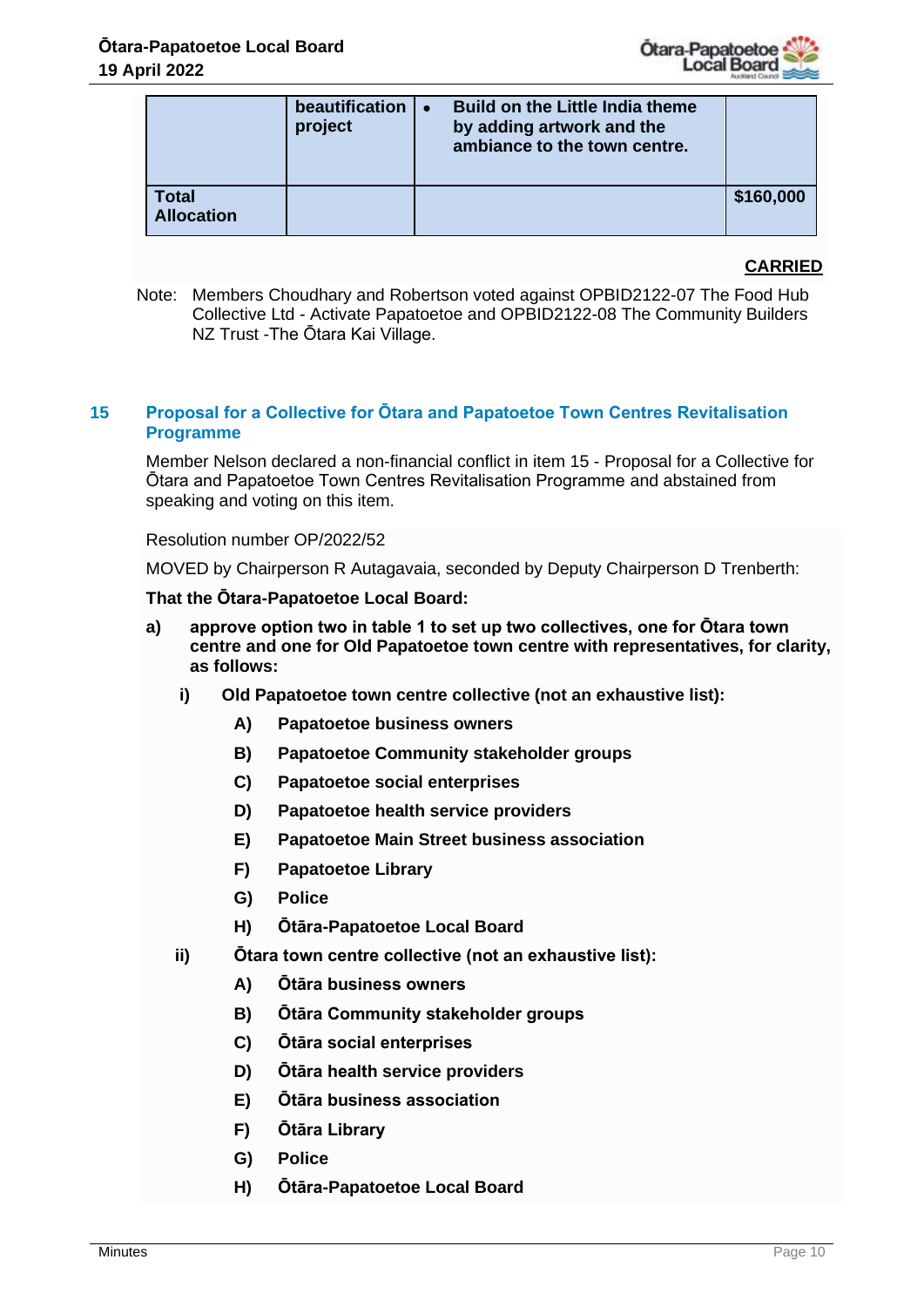| | beautification project | • Build on the Little India theme by adding artwork and the ambiance to the town centre. | |
|---|---|---|---|
| **Total Allocation** | | | **$160,000** |

**CARRIED**

Note: Members Choudhary and Robertson voted against OPBID2122-07 The Food Hub Collective Ltd - Activate Papatoetoe and OPBID2122-08 The Community Builders NZ Trust -The Ōtara Kai Village.

## 15 Proposal for a Collective for Ōtara and Papatoetoe Town Centres Revitalisation Programme

Member Nelson declared a non-financial conflict in item 15 - Proposal for a Collective for Ōtara and Papatoetoe Town Centres Revitalisation Programme and abstained from speaking and voting on this item.

Resolution number OP/2022/52

MOVED by Chairperson R Autagavaia, seconded by Deputy Chairperson D Trenberth:

**That the Ōtara-Papatoetoe Local Board:**

**a) approve option two in table 1 to set up two collectives, one for Ōtara town centre and one for Old Papatoetoe town centre with representatives, for clarity, as follows:**

**i) Old Papatoetoe town centre collective (not an exhaustive list):**

**A) Papatoetoe business owners**

**B) Papatoetoe Community stakeholder groups**

**C) Papatoetoe social enterprises**

**D) Papatoetoe health service providers**

**E) Papatoetoe Main Street business association**

**F) Papatoetoe Library**

**G) Police**

**H) Ōtāra-Papatoetoe Local Board**

**ii) Ōtara town centre collective (not an exhaustive list):**

**A) Ōtāra business owners**

**B) Ōtāra Community stakeholder groups**

**C) Ōtāra social enterprises**

**D) Ōtāra health service providers**

**E) Ōtāra business association**

**F) Ōtāra Library**

**G) Police**

**H) Ōtāra-Papatoetoe Local Board**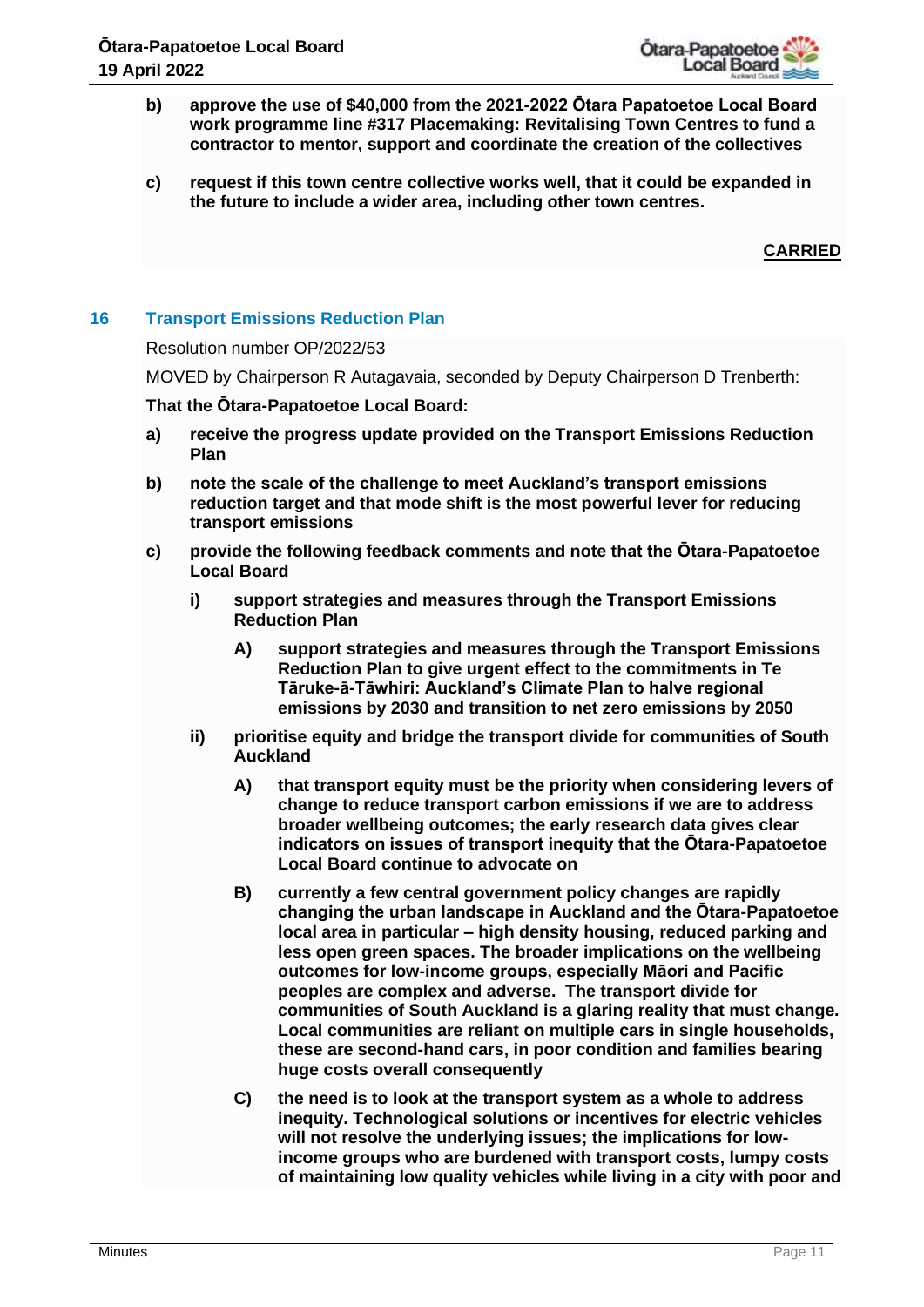**b) approve the use of $40,000 from the 2021-2022 Ōtara Papatoetoe Local Board work programme line #317 Placemaking: Revitalising Town Centres to fund a contractor to mentor, support and coordinate the creation of the collectives**

**c) request if this town centre collective works well, that it could be expanded in the future to include a wider area, including other town centres.**

**CARRIED**

## 16 Transport Emissions Reduction Plan

Resolution number OP/2022/53

MOVED by Chairperson R Autagavaia, seconded by Deputy Chairperson D Trenberth:

**That the Ōtara-Papatoetoe Local Board:**

**a) receive the progress update provided on the Transport Emissions Reduction Plan**

**b) note the scale of the challenge to meet Auckland's transport emissions reduction target and that mode shift is the most powerful lever for reducing transport emissions**

**c) provide the following feedback comments and note that the Ōtara-Papatoetoe Local Board**

**i) support strategies and measures through the Transport Emissions Reduction Plan**

**A) support strategies and measures through the Transport Emissions Reduction Plan to give urgent effect to the commitments in Te Tāruke-ā-Tāwhiri: Auckland's Climate Plan to halve regional emissions by 2030 and transition to net zero emissions by 2050**

**ii) prioritise equity and bridge the transport divide for communities of South Auckland**

**A) that transport equity must be the priority when considering levers of change to reduce transport carbon emissions if we are to address broader wellbeing outcomes; the early research data gives clear indicators on issues of transport inequity that the Ōtara-Papatoetoe Local Board continue to advocate on**

**B) currently a few central government policy changes are rapidly changing the urban landscape in Auckland and the Ōtara-Papatoetoe local area in particular – high density housing, reduced parking and less open green spaces. The broader implications on the wellbeing outcomes for low-income groups, especially Māori and Pacific peoples are complex and adverse. The transport divide for communities of South Auckland is a glaring reality that must change. Local communities are reliant on multiple cars in single households, these are second-hand cars, in poor condition and families bearing huge costs overall consequently**

**C) the need is to look at the transport system as a whole to address inequity. Technological solutions or incentives for electric vehicles will not resolve the underlying issues; the implications for low-income groups who are burdened with transport costs, lumpy costs of maintaining low quality vehicles while living in a city with poor and**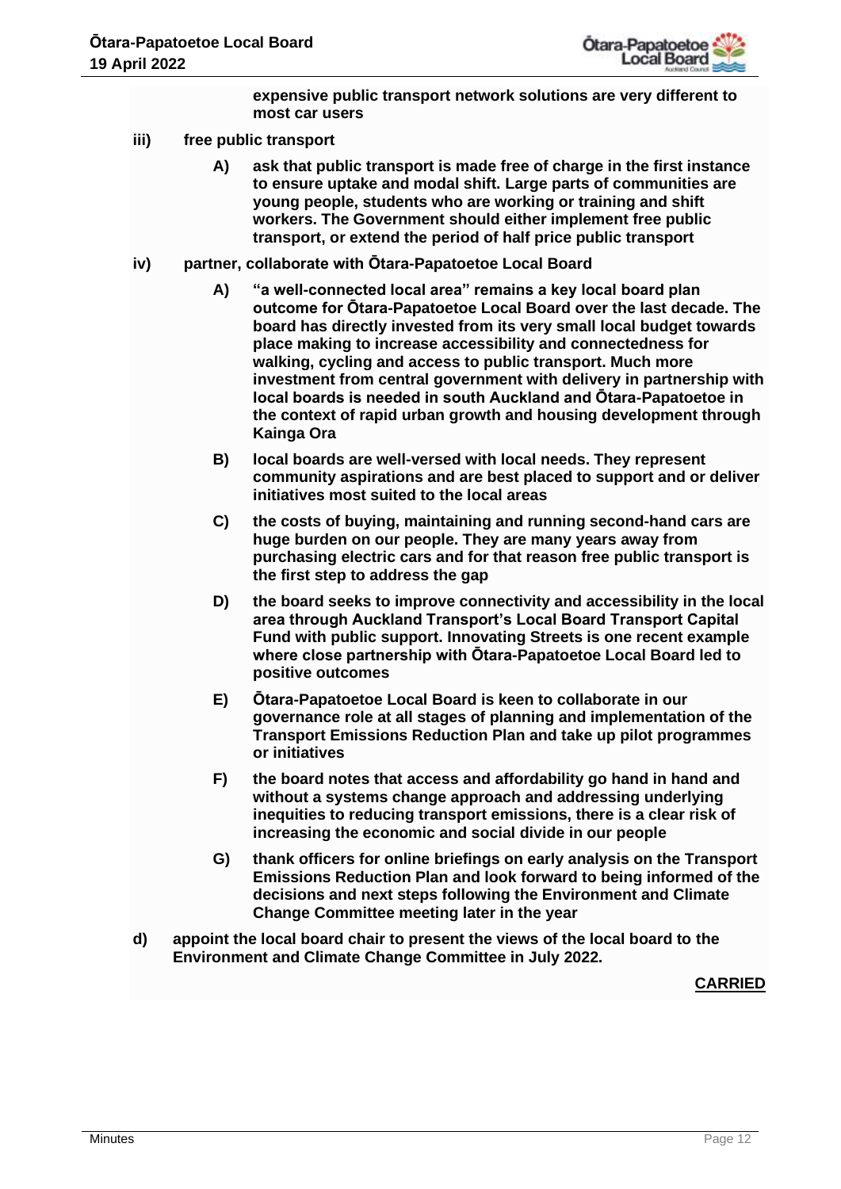**expensive public transport network solutions are very different to most car users**

**iii) free public transport**

**A) ask that public transport is made free of charge in the first instance to ensure uptake and modal shift. Large parts of communities are young people, students who are working or training and shift workers. The Government should either implement free public transport, or extend the period of half price public transport**

**iv) partner, collaborate with Ōtara-Papatoetoe Local Board**

**A) "a well-connected local area" remains a key local board plan outcome for Ōtara-Papatoetoe Local Board over the last decade. The board has directly invested from its very small local budget towards place making to increase accessibility and connectedness for walking, cycling and access to public transport. Much more investment from central government with delivery in partnership with local boards is needed in south Auckland and Ōtara-Papatoetoe in the context of rapid urban growth and housing development through Kainga Ora**

**B) local boards are well-versed with local needs. They represent community aspirations and are best placed to support and or deliver initiatives most suited to the local areas**

**C) the costs of buying, maintaining and running second-hand cars are huge burden on our people. They are many years away from purchasing electric cars and for that reason free public transport is the first step to address the gap**

**D) the board seeks to improve connectivity and accessibility in the local area through Auckland Transport's Local Board Transport Capital Fund with public support. Innovating Streets is one recent example where close partnership with Ōtara-Papatoetoe Local Board led to positive outcomes**

**E) Ōtara-Papatoetoe Local Board is keen to collaborate in our governance role at all stages of planning and implementation of the Transport Emissions Reduction Plan and take up pilot programmes or initiatives**

**F) the board notes that access and affordability go hand in hand and without a systems change approach and addressing underlying inequities to reducing transport emissions, there is a clear risk of increasing the economic and social divide in our people**

**G) thank officers for online briefings on early analysis on the Transport Emissions Reduction Plan and look forward to being informed of the decisions and next steps following the Environment and Climate Change Committee meeting later in the year**

**d) appoint the local board chair to present the views of the local board to the Environment and Climate Change Committee in July 2022.**

**CARRIED**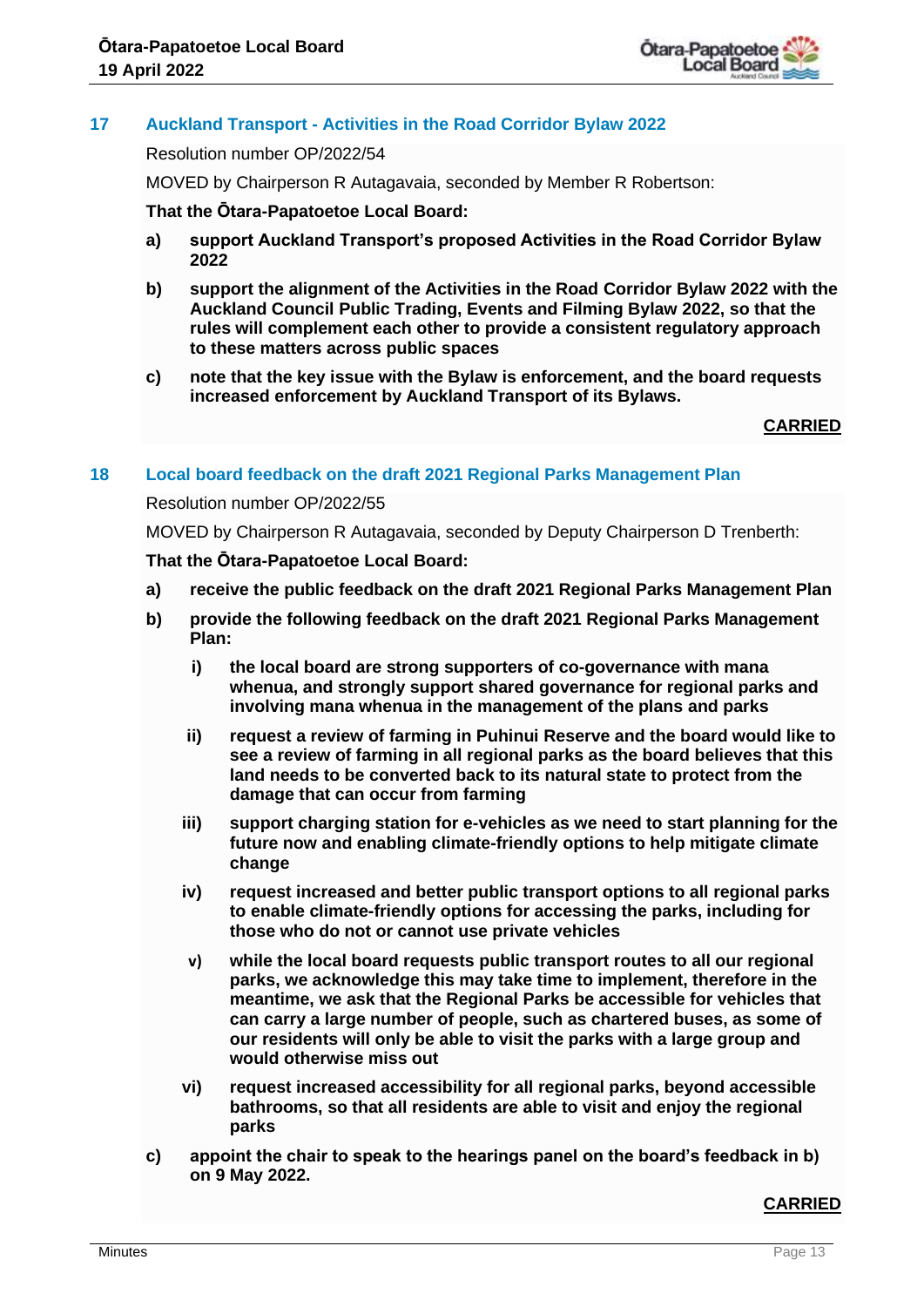## 17 Auckland Transport - Activities in the Road Corridor Bylaw 2022

Resolution number OP/2022/54

MOVED by Chairperson R Autagavaia, seconded by Member R Robertson:

**That the Ōtara-Papatoetoe Local Board:**

**a) support Auckland Transport's proposed Activities in the Road Corridor Bylaw 2022**

**b) support the alignment of the Activities in the Road Corridor Bylaw 2022 with the Auckland Council Public Trading, Events and Filming Bylaw 2022, so that the rules will complement each other to provide a consistent regulatory approach to these matters across public spaces**

**c) note that the key issue with the Bylaw is enforcement, and the board requests increased enforcement by Auckland Transport of its Bylaws.**

**CARRIED**

## 18 Local board feedback on the draft 2021 Regional Parks Management Plan

Resolution number OP/2022/55

MOVED by Chairperson R Autagavaia, seconded by Deputy Chairperson D Trenberth:

**That the Ōtara-Papatoetoe Local Board:**

**a) receive the public feedback on the draft 2021 Regional Parks Management Plan**

**b) provide the following feedback on the draft 2021 Regional Parks Management Plan:**

**i) the local board are strong supporters of co-governance with mana whenua, and strongly support shared governance for regional parks and involving mana whenua in the management of the plans and parks**

**ii) request a review of farming in Puhinui Reserve and the board would like to see a review of farming in all regional parks as the board believes that this land needs to be converted back to its natural state to protect from the damage that can occur from farming**

**iii) support charging station for e-vehicles as we need to start planning for the future now and enabling climate-friendly options to help mitigate climate change**

**iv) request increased and better public transport options to all regional parks to enable climate-friendly options for accessing the parks, including for those who do not or cannot use private vehicles**

**v) while the local board requests public transport routes to all our regional parks, we acknowledge this may take time to implement, therefore in the meantime, we ask that the Regional Parks be accessible for vehicles that can carry a large number of people, such as chartered buses, as some of our residents will only be able to visit the parks with a large group and would otherwise miss out**

**vi) request increased accessibility for all regional parks, beyond accessible bathrooms, so that all residents are able to visit and enjoy the regional parks**

**c) appoint the chair to speak to the hearings panel on the board's feedback in b) on 9 May 2022.**

**CARRIED**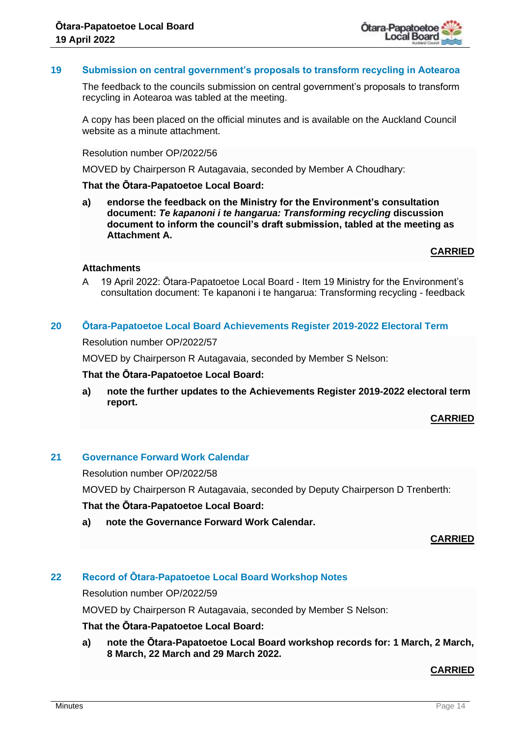## 19 Submission on central government's proposals to transform recycling in Aotearoa

The feedback to the councils submission on central government's proposals to transform recycling in Aotearoa was tabled at the meeting.

A copy has been placed on the official minutes and is available on the Auckland Council website as a minute attachment.

Resolution number OP/2022/56

MOVED by Chairperson R Autagavaia, seconded by Member A Choudhary:

**That the Ōtara-Papatoetoe Local Board:**

a) **endorse the feedback on the Ministry for the Environment's consultation document: *Te kapanoni i te hangarua: Transforming recycling* discussion document to inform the council's draft submission, tabled at the meeting as Attachment A.**

**CARRIED**

**Attachments**

A 19 April 2022: Ōtara-Papatoetoe Local Board - Item 19 Ministry for the Environment's consultation document: Te kapanoni i te hangarua: Transforming recycling - feedback

## 20 Ōtara-Papatoetoe Local Board Achievements Register 2019-2022 Electoral Term

Resolution number OP/2022/57

MOVED by Chairperson R Autagavaia, seconded by Member S Nelson:

**That the Ōtara-Papatoetoe Local Board:**

a) **note the further updates to the Achievements Register 2019-2022 electoral term report.**

**CARRIED**

## 21 Governance Forward Work Calendar

Resolution number OP/2022/58

MOVED by Chairperson R Autagavaia, seconded by Deputy Chairperson D Trenberth:

**That the Ōtara-Papatoetoe Local Board:**

a) **note the Governance Forward Work Calendar.**

**CARRIED**

## 22 Record of Ōtara-Papatoetoe Local Board Workshop Notes

Resolution number OP/2022/59

MOVED by Chairperson R Autagavaia, seconded by Member S Nelson:

**That the Ōtara-Papatoetoe Local Board:**

a) **note the Ōtara-Papatoetoe Local Board workshop records for: 1 March, 2 March, 8 March, 22 March and 29 March 2022.**

**CARRIED**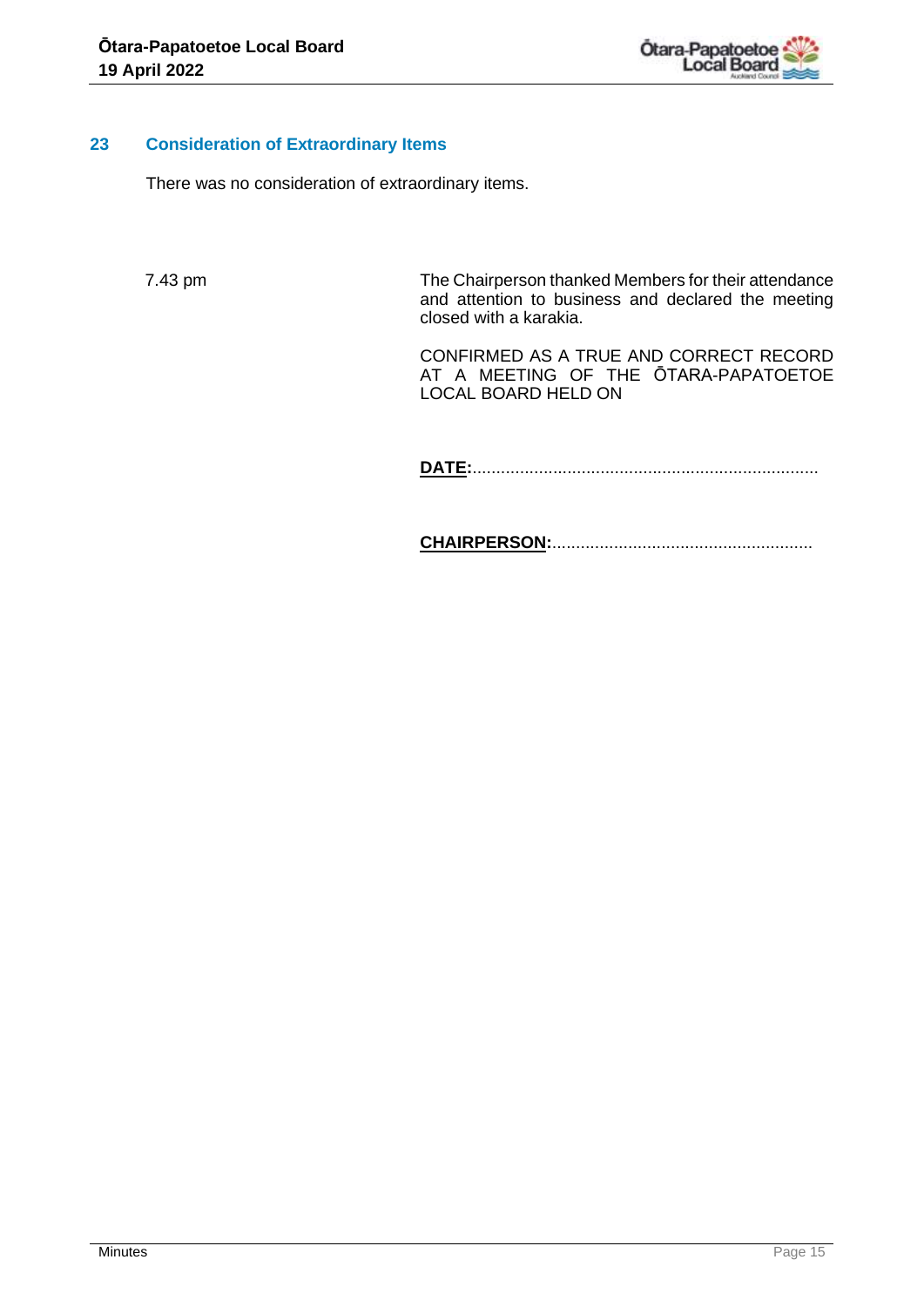## 23 Consideration of Extraordinary Items

There was no consideration of extraordinary items.

7.43 pm

The Chairperson thanked Members for their attendance and attention to business and declared the meeting closed with a karakia.

CONFIRMED AS A TRUE AND CORRECT RECORD AT A MEETING OF THE ŌTARA-PAPATOETOE LOCAL BOARD HELD ON

**DATE:**.........................................................................

**CHAIRPERSON:**.......................................................